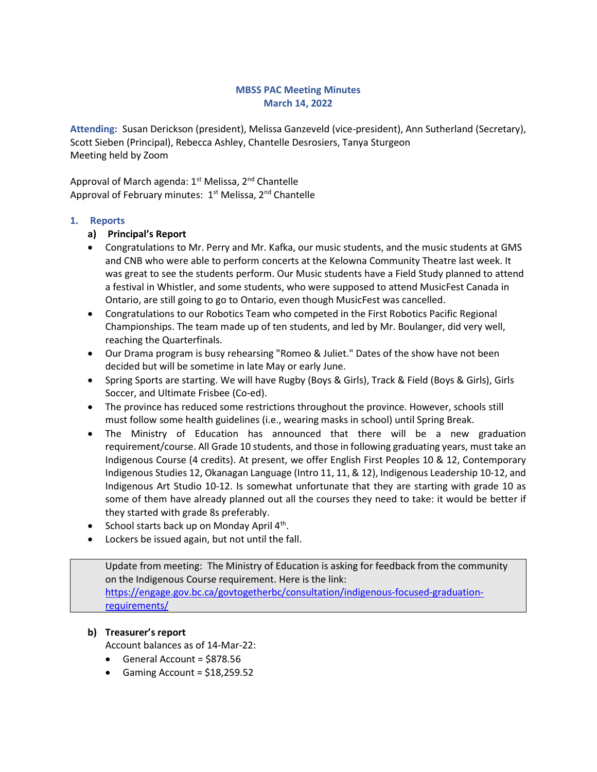# MBSS PAC Meeting Minutes
## March 14, 2022

**Attending:** Susan Derickson (president), Melissa Ganzeveld (vice-president), Ann Sutherland (Secretary), Scott Sieben (Principal), Rebecca Ashley, Chantelle Desrosiers, Tanya Sturgeon
Meeting held by Zoom

Approval of March agenda: 1st Melissa, 2nd Chantelle
Approval of February minutes: 1st Melissa, 2nd Chantelle

## 1. Reports

### a) Principal's Report

- Congratulations to Mr. Perry and Mr. Kafka, our music students, and the music students at GMS and CNB who were able to perform concerts at the Kelowna Community Theatre last week. It was great to see the students perform. Our Music students have a Field Study planned to attend a festival in Whistler, and some students, who were supposed to attend MusicFest Canada in Ontario, are still going to go to Ontario, even though MusicFest was cancelled.
- Congratulations to our Robotics Team who competed in the First Robotics Pacific Regional Championships. The team made up of ten students, and led by Mr. Boulanger, did very well, reaching the Quarterfinals.
- Our Drama program is busy rehearsing "Romeo & Juliet." Dates of the show have not been decided but will be sometime in late May or early June.
- Spring Sports are starting. We will have Rugby (Boys & Girls), Track & Field (Boys & Girls), Girls Soccer, and Ultimate Frisbee (Co-ed).
- The province has reduced some restrictions throughout the province. However, schools still must follow some health guidelines (i.e., wearing masks in school) until Spring Break.
- The Ministry of Education has announced that there will be a new graduation requirement/course. All Grade 10 students, and those in following graduating years, must take an Indigenous Course (4 credits). At present, we offer English First Peoples 10 & 12, Contemporary Indigenous Studies 12, Okanagan Language (Intro 11, 11, & 12), Indigenous Leadership 10-12, and Indigenous Art Studio 10-12. Is somewhat unfortunate that they are starting with grade 10 as some of them have already planned out all the courses they need to take: it would be better if they started with grade 8s preferably.
- School starts back up on Monday April 4th.
- Lockers be issued again, but not until the fall.

> Update from meeting: The Ministry of Education is asking for feedback from the community on the Indigenous Course requirement. Here is the link: [https://engage.gov.bc.ca/govtogetherbc/consultation/indigenous-focused-graduation-requirements/](https://engage.gov.bc.ca/govtogetherbc/consultation/indigenous-focused-graduation-requirements/)

### b) Treasurer's report

Account balances as of 14-Mar-22:

- General Account = $878.56
- Gaming Account = $18,259.52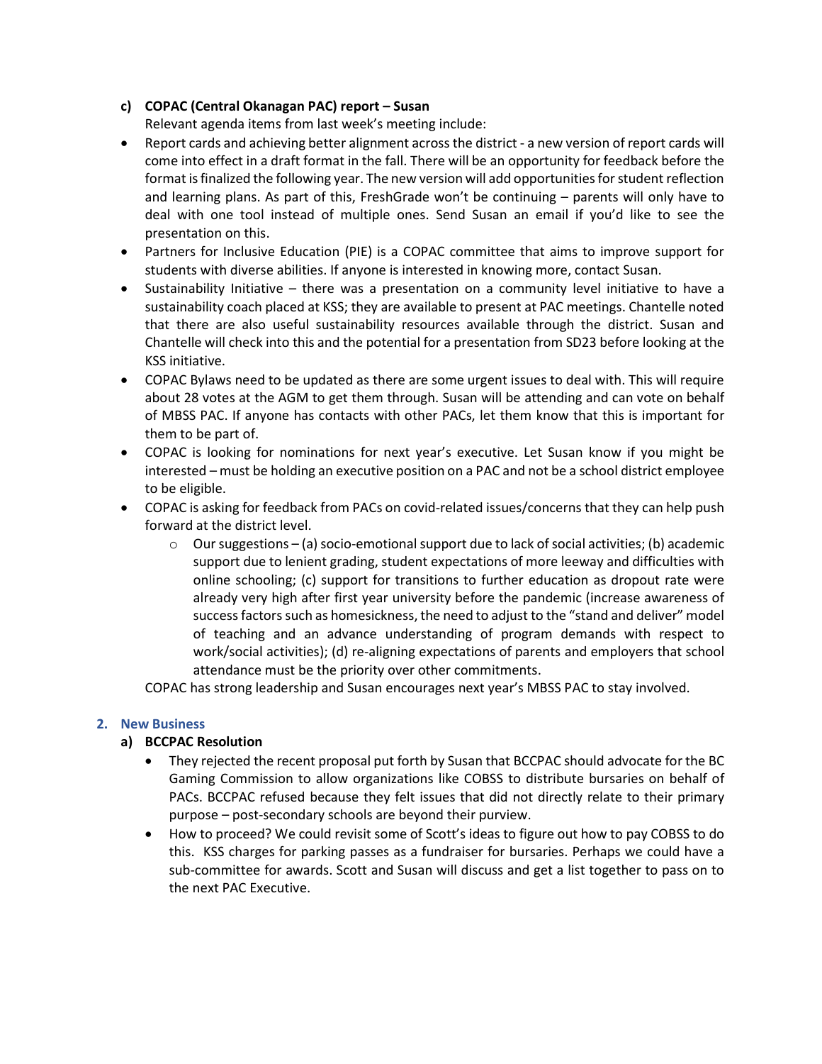#### c) COPAC (Central Okanagan PAC) report – Susan

Relevant agenda items from last week's meeting include:

- Report cards and achieving better alignment across the district - a new version of report cards will come into effect in a draft format in the fall. There will be an opportunity for feedback before the format is finalized the following year. The new version will add opportunities for student reflection and learning plans. As part of this, FreshGrade won't be continuing – parents will only have to deal with one tool instead of multiple ones. Send Susan an email if you'd like to see the presentation on this.
- Partners for Inclusive Education (PIE) is a COPAC committee that aims to improve support for students with diverse abilities. If anyone is interested in knowing more, contact Susan.
- Sustainability Initiative – there was a presentation on a community level initiative to have a sustainability coach placed at KSS; they are available to present at PAC meetings. Chantelle noted that there are also useful sustainability resources available through the district. Susan and Chantelle will check into this and the potential for a presentation from SD23 before looking at the KSS initiative.
- COPAC Bylaws need to be updated as there are some urgent issues to deal with. This will require about 28 votes at the AGM to get them through. Susan will be attending and can vote on behalf of MBSS PAC. If anyone has contacts with other PACs, let them know that this is important for them to be part of.
- COPAC is looking for nominations for next year's executive. Let Susan know if you might be interested – must be holding an executive position on a PAC and not be a school district employee to be eligible.
- COPAC is asking for feedback from PACs on covid-related issues/concerns that they can help push forward at the district level.
  - Our suggestions – (a) socio-emotional support due to lack of social activities; (b) academic support due to lenient grading, student expectations of more leeway and difficulties with online schooling; (c) support for transitions to further education as dropout rate were already very high after first year university before the pandemic (increase awareness of success factors such as homesickness, the need to adjust to the "stand and deliver" model of teaching and an advance understanding of program demands with respect to work/social activities); (d) re-aligning expectations of parents and employers that school attendance must be the priority over other commitments.

COPAC has strong leadership and Susan encourages next year's MBSS PAC to stay involved.

### 2. New Business

#### a) BCCPAC Resolution

- They rejected the recent proposal put forth by Susan that BCCPAC should advocate for the BC Gaming Commission to allow organizations like COBSS to distribute bursaries on behalf of PACs. BCCPAC refused because they felt issues that did not directly relate to their primary purpose – post-secondary schools are beyond their purview.
- How to proceed? We could revisit some of Scott's ideas to figure out how to pay COBSS to do this. KSS charges for parking passes as a fundraiser for bursaries. Perhaps we could have a sub-committee for awards. Scott and Susan will discuss and get a list together to pass on to the next PAC Executive.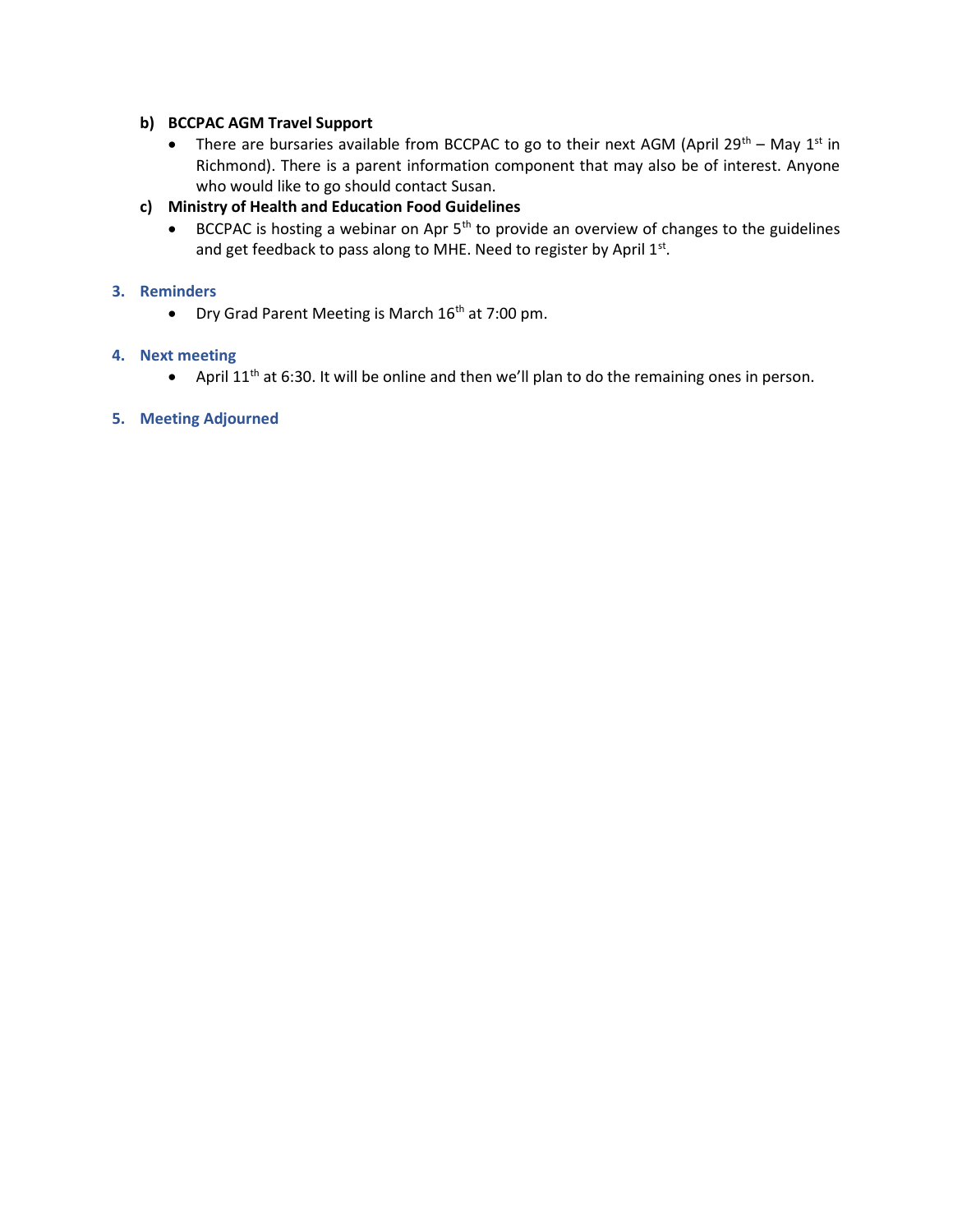**b) BCCPAC AGM Travel Support**

- There are bursaries available from BCCPAC to go to their next AGM (April 29th – May 1st in Richmond). There is a parent information component that may also be of interest. Anyone who would like to go should contact Susan.

**c) Ministry of Health and Education Food Guidelines**

- BCCPAC is hosting a webinar on Apr 5th to provide an overview of changes to the guidelines and get feedback to pass along to MHE. Need to register by April 1st.

## 3. Reminders

- Dry Grad Parent Meeting is March 16th at 7:00 pm.

## 4. Next meeting

- April 11th at 6:30. It will be online and then we'll plan to do the remaining ones in person.

## 5. Meeting Adjourned